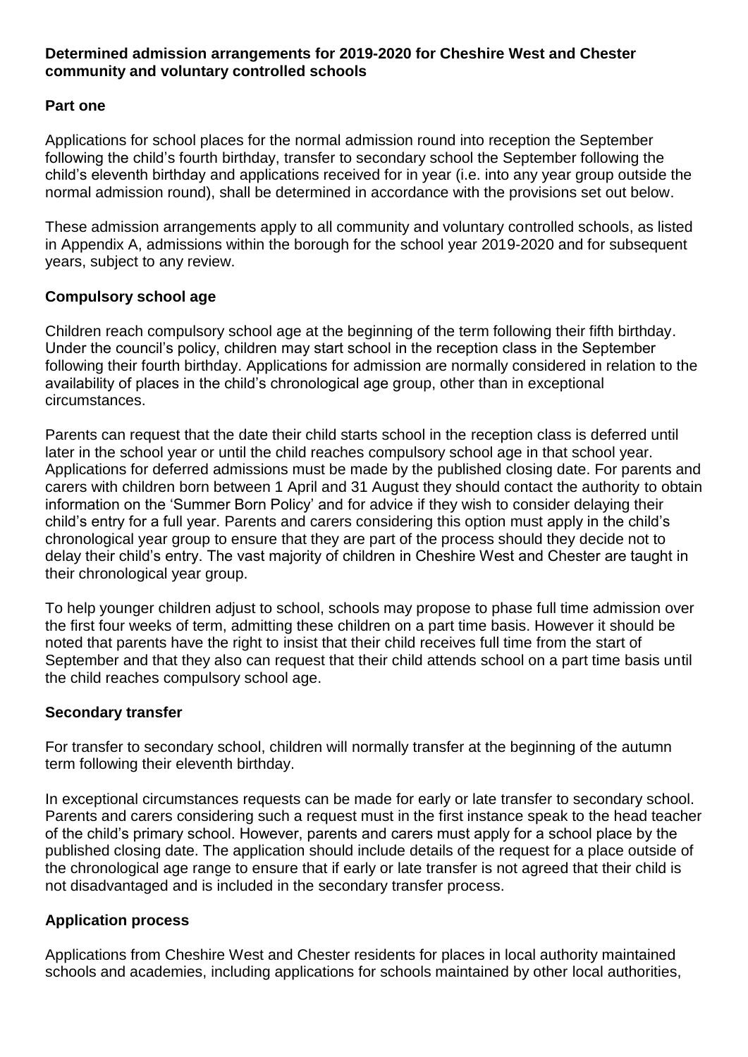**Determined admission arrangements for 2019-2020 for Cheshire West and Chester community and voluntary controlled schools**

## Part one

Applications for school places for the normal admission round into reception the September following the child's fourth birthday, transfer to secondary school the September following the child's eleventh birthday and applications received for in year (i.e. into any year group outside the normal admission round), shall be determined in accordance with the provisions set out below.

These admission arrangements apply to all community and voluntary controlled schools, as listed in Appendix A, admissions within the borough for the school year 2019-2020 and for subsequent years, subject to any review.

## Compulsory school age

Children reach compulsory school age at the beginning of the term following their fifth birthday. Under the council's policy, children may start school in the reception class in the September following their fourth birthday. Applications for admission are normally considered in relation to the availability of places in the child's chronological age group, other than in exceptional circumstances.

Parents can request that the date their child starts school in the reception class is deferred until later in the school year or until the child reaches compulsory school age in that school year. Applications for deferred admissions must be made by the published closing date. For parents and carers with children born between 1 April and 31 August they should contact the authority to obtain information on the 'Summer Born Policy' and for advice if they wish to consider delaying their child's entry for a full year. Parents and carers considering this option must apply in the child's chronological year group to ensure that they are part of the process should they decide not to delay their child's entry. The vast majority of children in Cheshire West and Chester are taught in their chronological year group.

To help younger children adjust to school, schools may propose to phase full time admission over the first four weeks of term, admitting these children on a part time basis. However it should be noted that parents have the right to insist that their child receives full time from the start of September and that they also can request that their child attends school on a part time basis until the child reaches compulsory school age.

## Secondary transfer

For transfer to secondary school, children will normally transfer at the beginning of the autumn term following their eleventh birthday.

In exceptional circumstances requests can be made for early or late transfer to secondary school. Parents and carers considering such a request must in the first instance speak to the head teacher of the child's primary school. However, parents and carers must apply for a school place by the published closing date. The application should include details of the request for a place outside of the chronological age range to ensure that if early or late transfer is not agreed that their child is not disadvantaged and is included in the secondary transfer process.

## Application process

Applications from Cheshire West and Chester residents for places in local authority maintained schools and academies, including applications for schools maintained by other local authorities,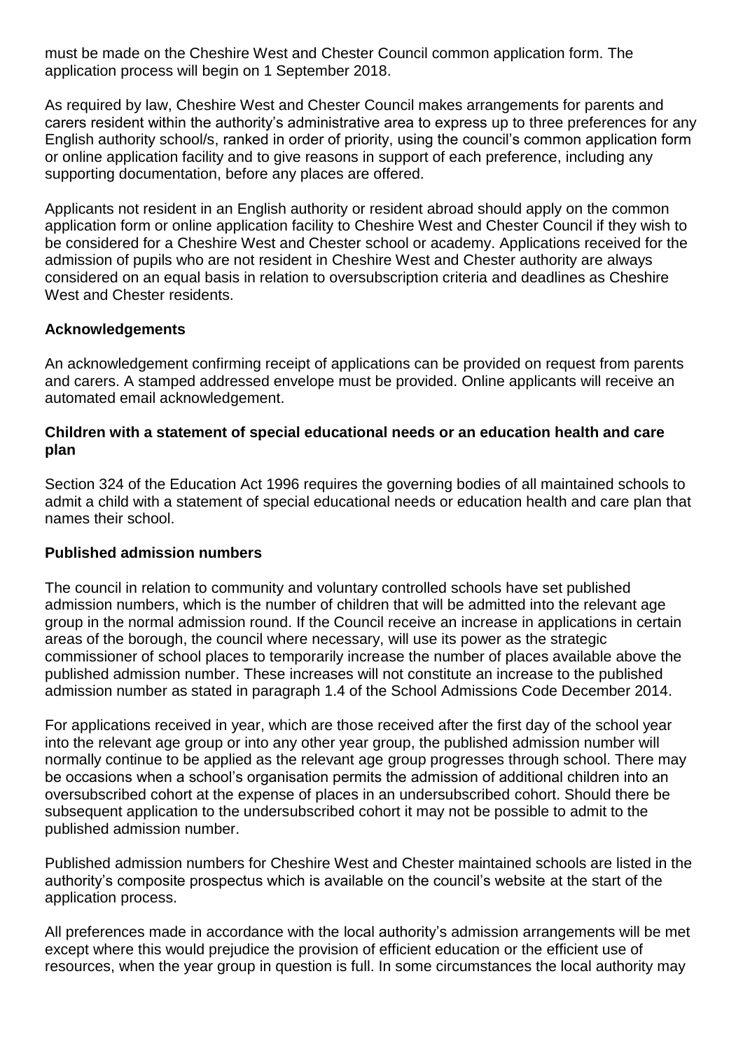must be made on the Cheshire West and Chester Council common application form. The application process will begin on 1 September 2018.

As required by law, Cheshire West and Chester Council makes arrangements for parents and carers resident within the authority's administrative area to express up to three preferences for any English authority school/s, ranked in order of priority, using the council's common application form or online application facility and to give reasons in support of each preference, including any supporting documentation, before any places are offered.

Applicants not resident in an English authority or resident abroad should apply on the common application form or online application facility to Cheshire West and Chester Council if they wish to be considered for a Cheshire West and Chester school or academy. Applications received for the admission of pupils who are not resident in Cheshire West and Chester authority are always considered on an equal basis in relation to oversubscription criteria and deadlines as Cheshire West and Chester residents.

**Acknowledgements**

An acknowledgement confirming receipt of applications can be provided on request from parents and carers. A stamped addressed envelope must be provided. Online applicants will receive an automated email acknowledgement.

**Children with a statement of special educational needs or an education health and care plan**

Section 324 of the Education Act 1996 requires the governing bodies of all maintained schools to admit a child with a statement of special educational needs or education health and care plan that names their school.

**Published admission numbers**

The council in relation to community and voluntary controlled schools have set published admission numbers, which is the number of children that will be admitted into the relevant age group in the normal admission round. If the Council receive an increase in applications in certain areas of the borough, the council where necessary, will use its power as the strategic commissioner of school places to temporarily increase the number of places available above the published admission number. These increases will not constitute an increase to the published admission number as stated in paragraph 1.4 of the School Admissions Code December 2014.

For applications received in year, which are those received after the first day of the school year into the relevant age group or into any other year group, the published admission number will normally continue to be applied as the relevant age group progresses through school. There may be occasions when a school's organisation permits the admission of additional children into an oversubscribed cohort at the expense of places in an undersubscribed cohort. Should there be subsequent application to the undersubscribed cohort it may not be possible to admit to the published admission number.

Published admission numbers for Cheshire West and Chester maintained schools are listed in the authority's composite prospectus which is available on the council's website at the start of the application process.

All preferences made in accordance with the local authority's admission arrangements will be met except where this would prejudice the provision of efficient education or the efficient use of resources, when the year group in question is full. In some circumstances the local authority may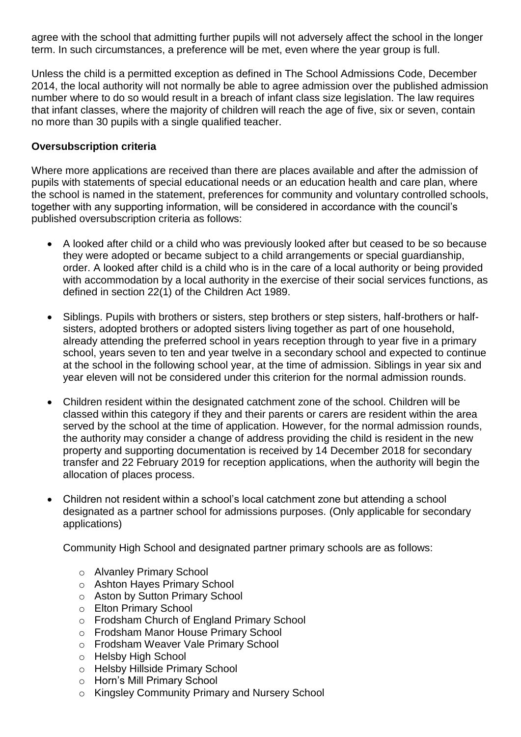agree with the school that admitting further pupils will not adversely affect the school in the longer term. In such circumstances, a preference will be met, even where the year group is full.

Unless the child is a permitted exception as defined in The School Admissions Code, December 2014, the local authority will not normally be able to agree admission over the published admission number where to do so would result in a breach of infant class size legislation. The law requires that infant classes, where the majority of children will reach the age of five, six or seven, contain no more than 30 pupils with a single qualified teacher.

**Oversubscription criteria**

Where more applications are received than there are places available and after the admission of pupils with statements of special educational needs or an education health and care plan, where the school is named in the statement, preferences for community and voluntary controlled schools, together with any supporting information, will be considered in accordance with the council's published oversubscription criteria as follows:

- A looked after child or a child who was previously looked after but ceased to be so because they were adopted or became subject to a child arrangements or special guardianship, order. A looked after child is a child who is in the care of a local authority or being provided with accommodation by a local authority in the exercise of their social services functions, as defined in section 22(1) of the Children Act 1989.

- Siblings. Pupils with brothers or sisters, step brothers or step sisters, half-brothers or half-sisters, adopted brothers or adopted sisters living together as part of one household, already attending the preferred school in years reception through to year five in a primary school, years seven to ten and year twelve in a secondary school and expected to continue at the school in the following school year, at the time of admission. Siblings in year six and year eleven will not be considered under this criterion for the normal admission rounds.

- Children resident within the designated catchment zone of the school. Children will be classed within this category if they and their parents or carers are resident within the area served by the school at the time of application. However, for the normal admission rounds, the authority may consider a change of address providing the child is resident in the new property and supporting documentation is received by 14 December 2018 for secondary transfer and 22 February 2019 for reception applications, when the authority will begin the allocation of places process.

- Children not resident within a school's local catchment zone but attending a school designated as a partner school for admissions purposes. (Only applicable for secondary applications)

  Community High School and designated partner primary schools are as follows:

  - Alvanley Primary School
  - Ashton Hayes Primary School
  - Aston by Sutton Primary School
  - Elton Primary School
  - Frodsham Church of England Primary School
  - Frodsham Manor House Primary School
  - Frodsham Weaver Vale Primary School
  - Helsby High School
  - Helsby Hillside Primary School
  - Horn's Mill Primary School
  - Kingsley Community Primary and Nursery School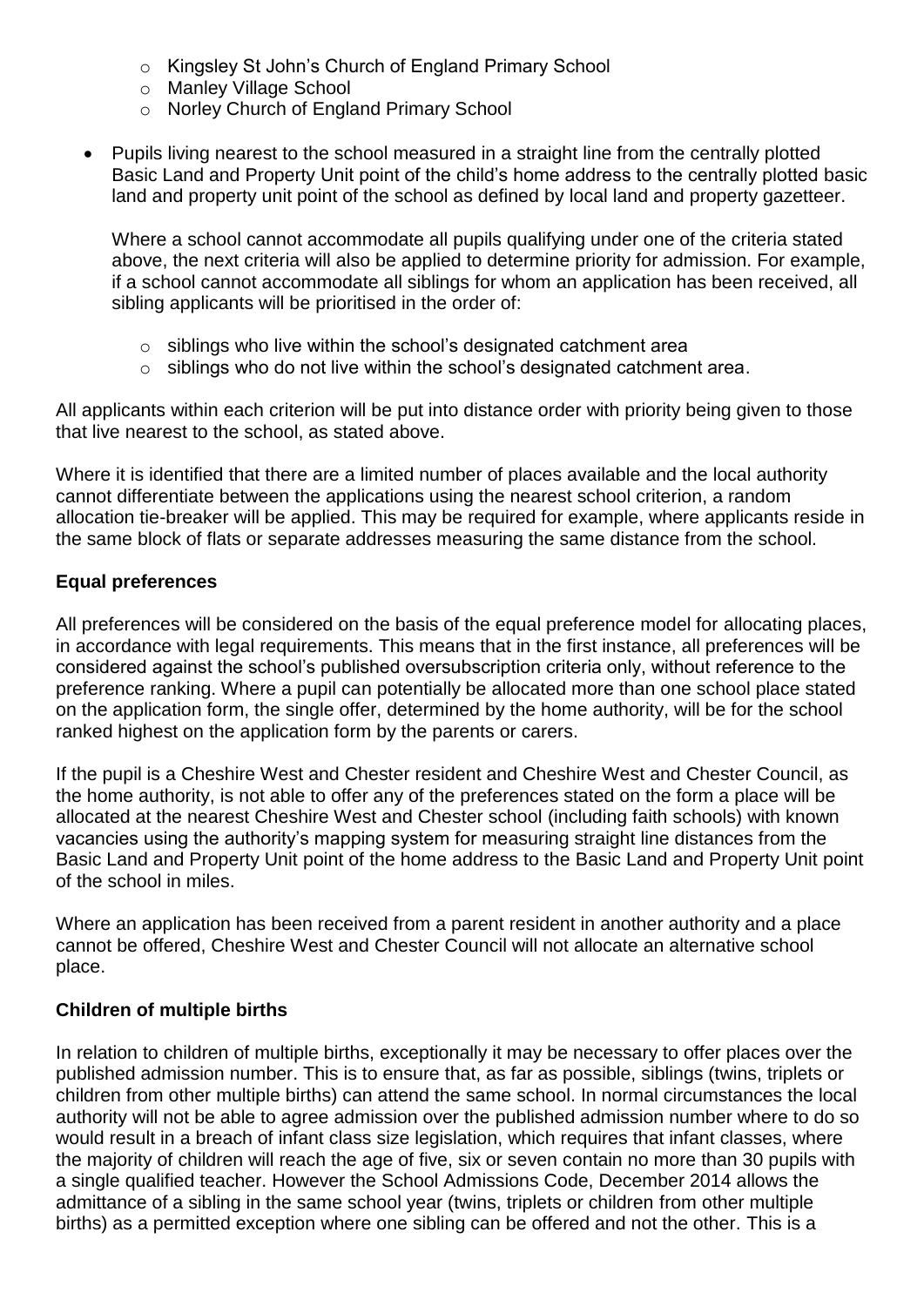- Kingsley St John's Church of England Primary School
  - Manley Village School
  - Norley Church of England Primary School

- Pupils living nearest to the school measured in a straight line from the centrally plotted Basic Land and Property Unit point of the child's home address to the centrally plotted basic land and property unit point of the school as defined by local land and property gazetteer.

  Where a school cannot accommodate all pupils qualifying under one of the criteria stated above, the next criteria will also be applied to determine priority for admission. For example, if a school cannot accommodate all siblings for whom an application has been received, all sibling applicants will be prioritised in the order of:

  - siblings who live within the school's designated catchment area
  - siblings who do not live within the school's designated catchment area.

All applicants within each criterion will be put into distance order with priority being given to those that live nearest to the school, as stated above.

Where it is identified that there are a limited number of places available and the local authority cannot differentiate between the applications using the nearest school criterion, a random allocation tie-breaker will be applied. This may be required for example, where applicants reside in the same block of flats or separate addresses measuring the same distance from the school.

**Equal preferences**

All preferences will be considered on the basis of the equal preference model for allocating places, in accordance with legal requirements. This means that in the first instance, all preferences will be considered against the school's published oversubscription criteria only, without reference to the preference ranking. Where a pupil can potentially be allocated more than one school place stated on the application form, the single offer, determined by the home authority, will be for the school ranked highest on the application form by the parents or carers.

If the pupil is a Cheshire West and Chester resident and Cheshire West and Chester Council, as the home authority, is not able to offer any of the preferences stated on the form a place will be allocated at the nearest Cheshire West and Chester school (including faith schools) with known vacancies using the authority's mapping system for measuring straight line distances from the Basic Land and Property Unit point of the home address to the Basic Land and Property Unit point of the school in miles.

Where an application has been received from a parent resident in another authority and a place cannot be offered, Cheshire West and Chester Council will not allocate an alternative school place.

**Children of multiple births**

In relation to children of multiple births, exceptionally it may be necessary to offer places over the published admission number. This is to ensure that, as far as possible, siblings (twins, triplets or children from other multiple births) can attend the same school. In normal circumstances the local authority will not be able to agree admission over the published admission number where to do so would result in a breach of infant class size legislation, which requires that infant classes, where the majority of children will reach the age of five, six or seven contain no more than 30 pupils with a single qualified teacher. However the School Admissions Code, December 2014 allows the admittance of a sibling in the same school year (twins, triplets or children from other multiple births) as a permitted exception where one sibling can be offered and not the other. This is a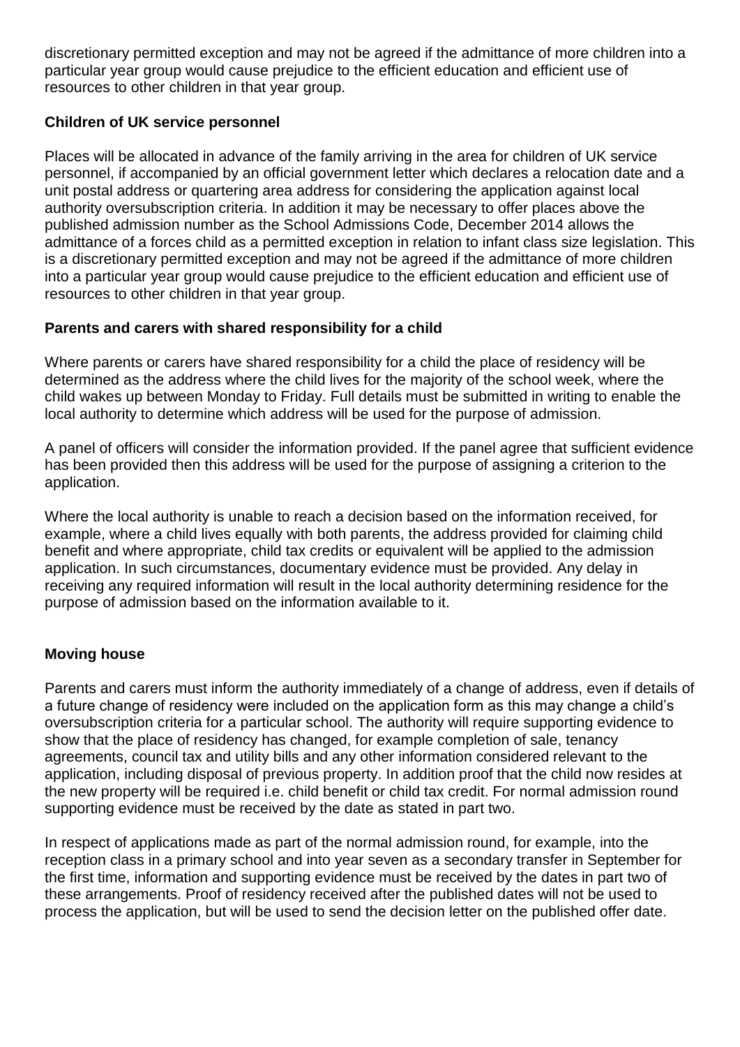discretionary permitted exception and may not be agreed if the admittance of more children into a particular year group would cause prejudice to the efficient education and efficient use of resources to other children in that year group.

**Children of UK service personnel**

Places will be allocated in advance of the family arriving in the area for children of UK service personnel, if accompanied by an official government letter which declares a relocation date and a unit postal address or quartering area address for considering the application against local authority oversubscription criteria. In addition it may be necessary to offer places above the published admission number as the School Admissions Code, December 2014 allows the admittance of a forces child as a permitted exception in relation to infant class size legislation. This is a discretionary permitted exception and may not be agreed if the admittance of more children into a particular year group would cause prejudice to the efficient education and efficient use of resources to other children in that year group.

**Parents and carers with shared responsibility for a child**

Where parents or carers have shared responsibility for a child the place of residency will be determined as the address where the child lives for the majority of the school week, where the child wakes up between Monday to Friday. Full details must be submitted in writing to enable the local authority to determine which address will be used for the purpose of admission.

A panel of officers will consider the information provided. If the panel agree that sufficient evidence has been provided then this address will be used for the purpose of assigning a criterion to the application.

Where the local authority is unable to reach a decision based on the information received, for example, where a child lives equally with both parents, the address provided for claiming child benefit and where appropriate, child tax credits or equivalent will be applied to the admission application. In such circumstances, documentary evidence must be provided. Any delay in receiving any required information will result in the local authority determining residence for the purpose of admission based on the information available to it.

**Moving house**

Parents and carers must inform the authority immediately of a change of address, even if details of a future change of residency were included on the application form as this may change a child's oversubscription criteria for a particular school. The authority will require supporting evidence to show that the place of residency has changed, for example completion of sale, tenancy agreements, council tax and utility bills and any other information considered relevant to the application, including disposal of previous property. In addition proof that the child now resides at the new property will be required i.e. child benefit or child tax credit. For normal admission round supporting evidence must be received by the date as stated in part two.

In respect of applications made as part of the normal admission round, for example, into the reception class in a primary school and into year seven as a secondary transfer in September for the first time, information and supporting evidence must be received by the dates in part two of these arrangements. Proof of residency received after the published dates will not be used to process the application, but will be used to send the decision letter on the published offer date.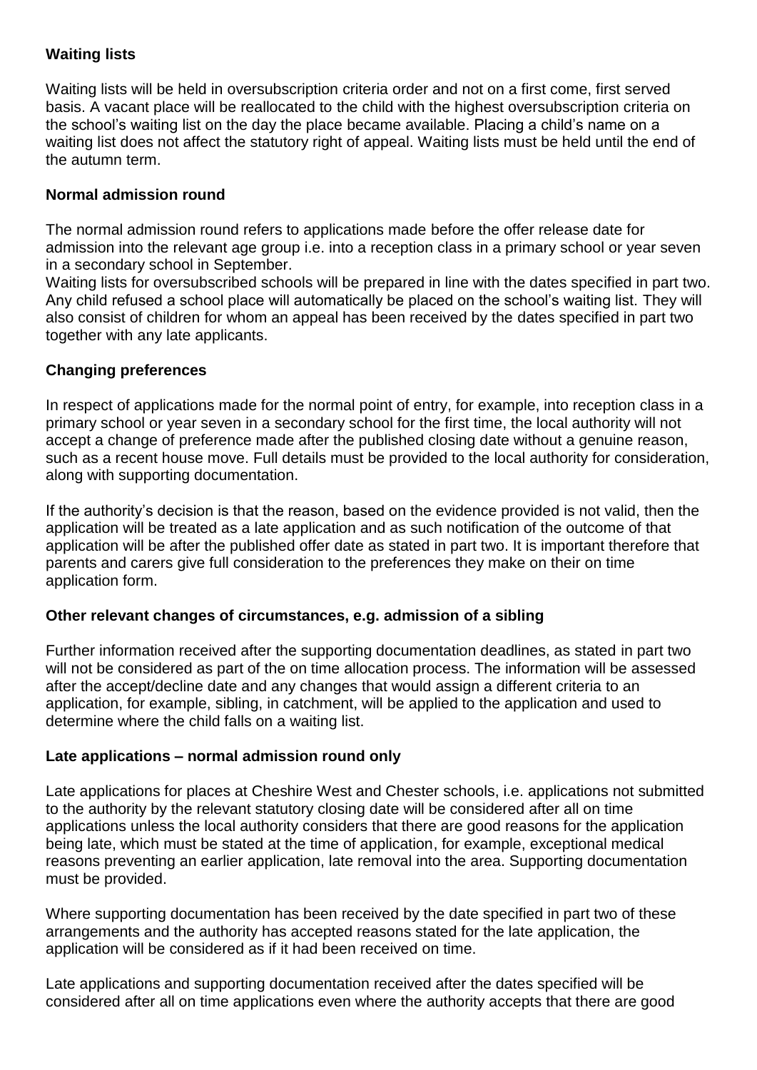## Waiting lists

Waiting lists will be held in oversubscription criteria order and not on a first come, first served basis. A vacant place will be reallocated to the child with the highest oversubscription criteria on the school's waiting list on the day the place became available. Placing a child's name on a waiting list does not affect the statutory right of appeal. Waiting lists must be held until the end of the autumn term.

## Normal admission round

The normal admission round refers to applications made before the offer release date for admission into the relevant age group i.e. into a reception class in a primary school or year seven in a secondary school in September.

Waiting lists for oversubscribed schools will be prepared in line with the dates specified in part two. Any child refused a school place will automatically be placed on the school's waiting list. They will also consist of children for whom an appeal has been received by the dates specified in part two together with any late applicants.

## Changing preferences

In respect of applications made for the normal point of entry, for example, into reception class in a primary school or year seven in a secondary school for the first time, the local authority will not accept a change of preference made after the published closing date without a genuine reason, such as a recent house move. Full details must be provided to the local authority for consideration, along with supporting documentation.

If the authority's decision is that the reason, based on the evidence provided is not valid, then the application will be treated as a late application and as such notification of the outcome of that application will be after the published offer date as stated in part two. It is important therefore that parents and carers give full consideration to the preferences they make on their on time application form.

## Other relevant changes of circumstances, e.g. admission of a sibling

Further information received after the supporting documentation deadlines, as stated in part two will not be considered as part of the on time allocation process. The information will be assessed after the accept/decline date and any changes that would assign a different criteria to an application, for example, sibling, in catchment, will be applied to the application and used to determine where the child falls on a waiting list.

## Late applications – normal admission round only

Late applications for places at Cheshire West and Chester schools, i.e. applications not submitted to the authority by the relevant statutory closing date will be considered after all on time applications unless the local authority considers that there are good reasons for the application being late, which must be stated at the time of application, for example, exceptional medical reasons preventing an earlier application, late removal into the area. Supporting documentation must be provided.

Where supporting documentation has been received by the date specified in part two of these arrangements and the authority has accepted reasons stated for the late application, the application will be considered as if it had been received on time.

Late applications and supporting documentation received after the dates specified will be considered after all on time applications even where the authority accepts that there are good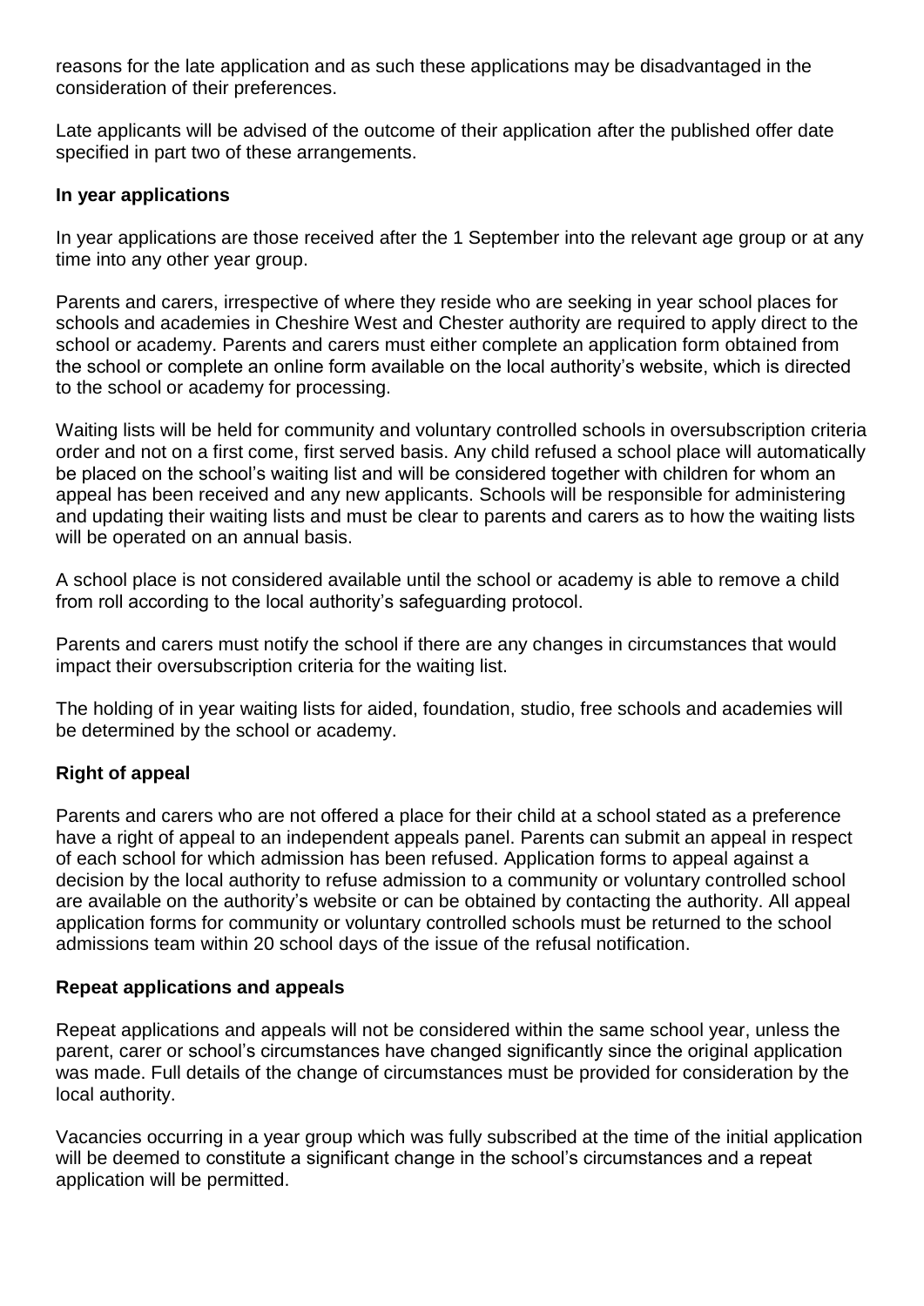reasons for the late application and as such these applications may be disadvantaged in the consideration of their preferences.

Late applicants will be advised of the outcome of their application after the published offer date specified in part two of these arrangements.

**In year applications**

In year applications are those received after the 1 September into the relevant age group or at any time into any other year group.

Parents and carers, irrespective of where they reside who are seeking in year school places for schools and academies in Cheshire West and Chester authority are required to apply direct to the school or academy. Parents and carers must either complete an application form obtained from the school or complete an online form available on the local authority's website, which is directed to the school or academy for processing.

Waiting lists will be held for community and voluntary controlled schools in oversubscription criteria order and not on a first come, first served basis. Any child refused a school place will automatically be placed on the school's waiting list and will be considered together with children for whom an appeal has been received and any new applicants. Schools will be responsible for administering and updating their waiting lists and must be clear to parents and carers as to how the waiting lists will be operated on an annual basis.

A school place is not considered available until the school or academy is able to remove a child from roll according to the local authority's safeguarding protocol.

Parents and carers must notify the school if there are any changes in circumstances that would impact their oversubscription criteria for the waiting list.

The holding of in year waiting lists for aided, foundation, studio, free schools and academies will be determined by the school or academy.

**Right of appeal**

Parents and carers who are not offered a place for their child at a school stated as a preference have a right of appeal to an independent appeals panel. Parents can submit an appeal in respect of each school for which admission has been refused. Application forms to appeal against a decision by the local authority to refuse admission to a community or voluntary controlled school are available on the authority's website or can be obtained by contacting the authority. All appeal application forms for community or voluntary controlled schools must be returned to the school admissions team within 20 school days of the issue of the refusal notification.

**Repeat applications and appeals**

Repeat applications and appeals will not be considered within the same school year, unless the parent, carer or school's circumstances have changed significantly since the original application was made. Full details of the change of circumstances must be provided for consideration by the local authority.

Vacancies occurring in a year group which was fully subscribed at the time of the initial application will be deemed to constitute a significant change in the school's circumstances and a repeat application will be permitted.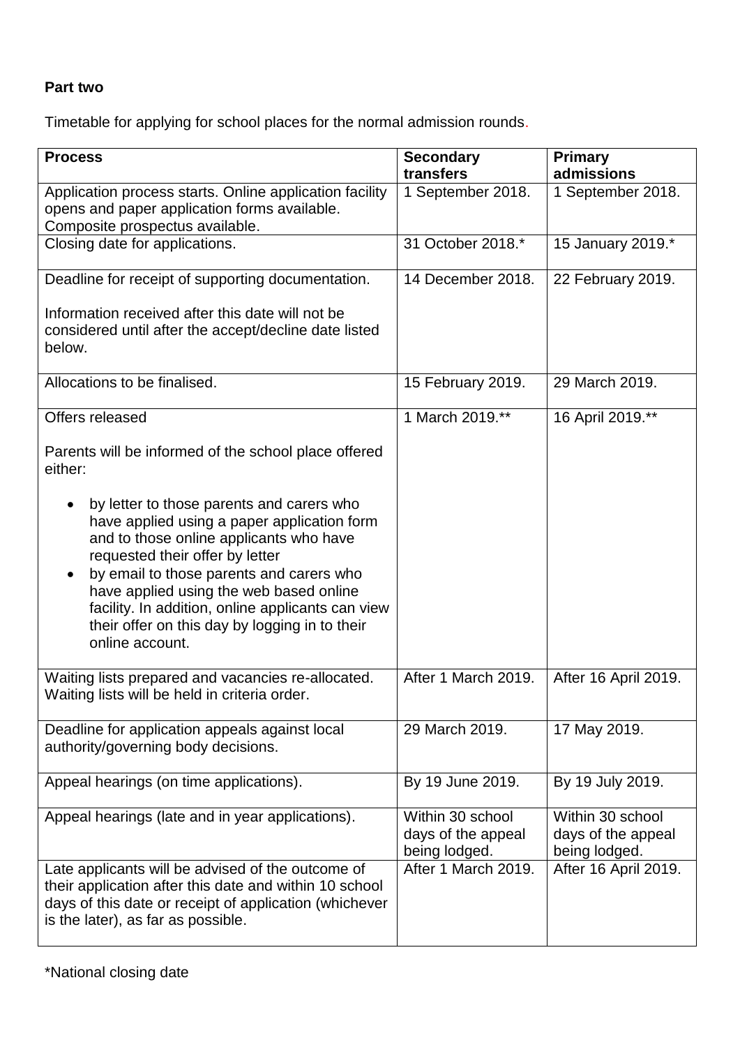**Part two**

Timetable for applying for school places for the normal admission rounds.

| Process | Secondary transfers | Primary admissions |
|---|---|---|
| Application process starts. Online application facility opens and paper application forms available. Composite prospectus available. | 1 September 2018. | 1 September 2018. |
| Closing date for applications. | 31 October 2018.* | 15 January 2019.* |
| Deadline for receipt of supporting documentation.<br><br>Information received after this date will not be considered until after the accept/decline date listed below. | 14 December 2018. | 22 February 2019. |
| Allocations to be finalised. | 15 February 2019. | 29 March 2019. |
| Offers released<br><br>Parents will be informed of the school place offered either:<br><br>• by letter to those parents and carers who have applied using a paper application form and to those online applicants who have requested their offer by letter<br>• by email to those parents and carers who have applied using the web based online facility. In addition, online applicants can view their offer on this day by logging in to their online account. | 1 March 2019.** | 16 April 2019.** |
| Waiting lists prepared and vacancies re-allocated. Waiting lists will be held in criteria order. | After 1 March 2019. | After 16 April 2019. |
| Deadline for application appeals against local authority/governing body decisions. | 29 March 2019. | 17 May 2019. |
| Appeal hearings (on time applications). | By 19 June 2019. | By 19 July 2019. |
| Appeal hearings (late and in year applications). | Within 30 school days of the appeal being lodged. | Within 30 school days of the appeal being lodged. |
| Late applicants will be advised of the outcome of their application after this date and within 10 school days of this date or receipt of application (whichever is the later), as far as possible. | After 1 March 2019. | After 16 April 2019. |

*National closing date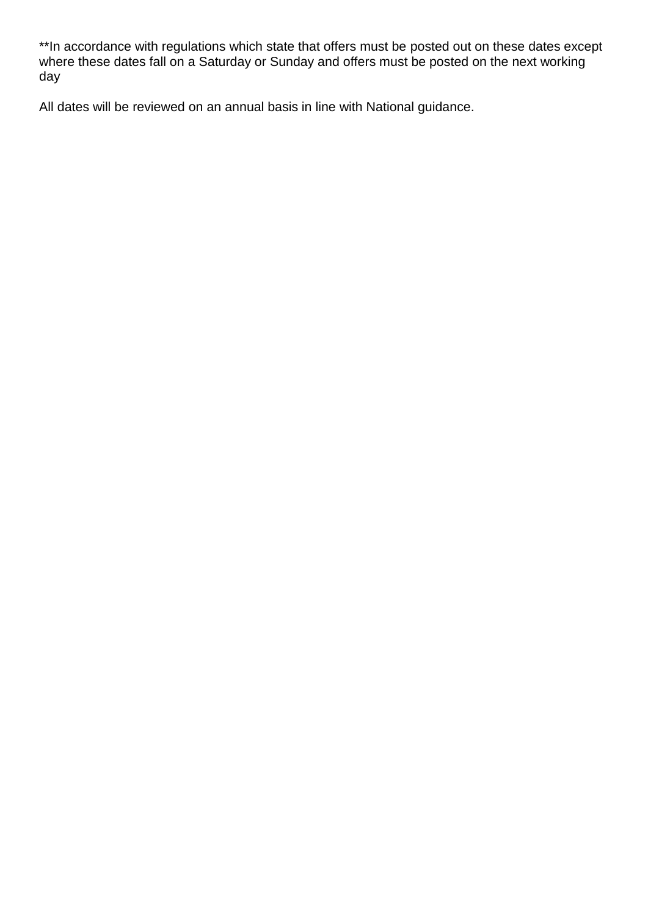**In accordance with regulations which state that offers must be posted out on these dates except where these dates fall on a Saturday or Sunday and offers must be posted on the next working day

All dates will be reviewed on an annual basis in line with National guidance.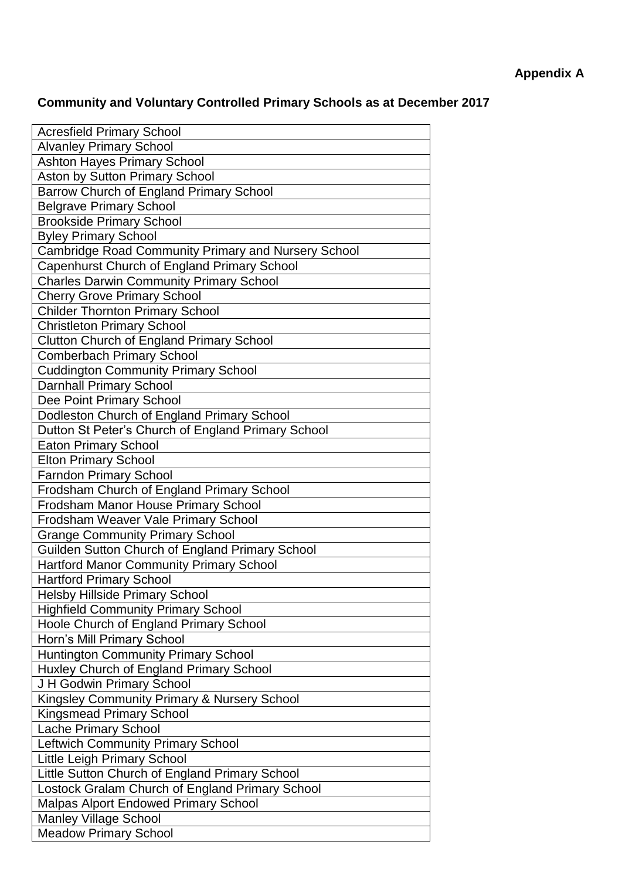**Appendix A**

**Community and Voluntary Controlled Primary Schools as at December 2017**

| |
|---|
| Acresfield Primary School |
| Alvanley Primary School |
| Ashton Hayes Primary School |
| Aston by Sutton Primary School |
| Barrow Church of England Primary School |
| Belgrave Primary School |
| Brookside Primary School |
| Byley Primary School |
| Cambridge Road Community Primary and Nursery School |
| Capenhurst Church of England Primary School |
| Charles Darwin Community Primary School |
| Cherry Grove Primary School |
| Childer Thornton Primary School |
| Christleton Primary School |
| Clutton Church of England Primary School |
| Comberbach Primary School |
| Cuddington Community Primary School |
| Darnhall Primary School |
| Dee Point Primary School |
| Dodleston Church of England Primary School |
| Dutton St Peter's Church of England Primary School |
| Eaton Primary School |
| Elton Primary School |
| Farndon Primary School |
| Frodsham Church of England Primary School |
| Frodsham Manor House Primary School |
| Frodsham Weaver Vale Primary School |
| Grange Community Primary School |
| Guilden Sutton Church of England Primary School |
| Hartford Manor Community Primary School |
| Hartford Primary School |
| Helsby Hillside Primary School |
| Highfield Community Primary School |
| Hoole Church of England Primary School |
| Horn's Mill Primary School |
| Huntington Community Primary School |
| Huxley Church of England Primary School |
| J H Godwin Primary School |
| Kingsley Community Primary & Nursery School |
| Kingsmead Primary School |
| Lache Primary School |
| Leftwich Community Primary School |
| Little Leigh Primary School |
| Little Sutton Church of England Primary School |
| Lostock Gralam Church of England Primary School |
| Malpas Alport Endowed Primary School |
| Manley Village School |
| Meadow Primary School |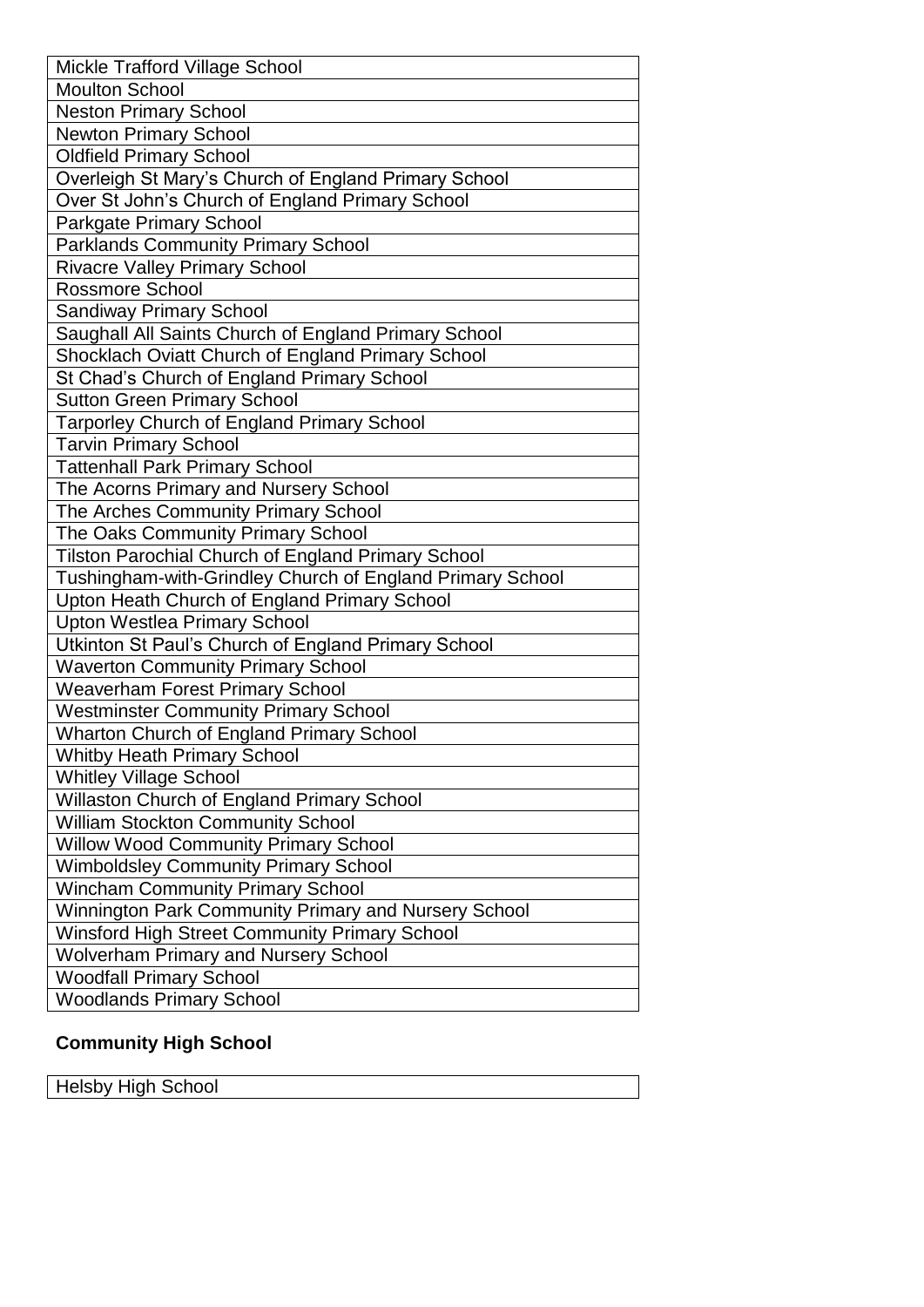| |
|---|
| Mickle Trafford Village School |
| Moulton School |
| Neston Primary School |
| Newton Primary School |
| Oldfield Primary School |
| Overleigh St Mary's Church of England Primary School |
| Over St John's Church of England Primary School |
| Parkgate Primary School |
| Parklands Community Primary School |
| Rivacre Valley Primary School |
| Rossmore School |
| Sandiway Primary School |
| Saughall All Saints Church of England Primary School |
| Shocklach Oviatt Church of England Primary School |
| St Chad's Church of England Primary School |
| Sutton Green Primary School |
| Tarporley Church of England Primary School |
| Tarvin Primary School |
| Tattenhall Park Primary School |
| The Acorns Primary and Nursery School |
| The Arches Community Primary School |
| The Oaks Community Primary School |
| Tilston Parochial Church of England Primary School |
| Tushingham-with-Grindley Church of England Primary School |
| Upton Heath Church of England Primary School |
| Upton Westlea Primary School |
| Utkinton St Paul's Church of England Primary School |
| Waverton Community Primary School |
| Weaverham Forest Primary School |
| Westminster Community Primary School |
| Wharton Church of England Primary School |
| Whitby Heath Primary School |
| Whitley Village School |
| Willaston Church of England Primary School |
| William Stockton Community School |
| Willow Wood Community Primary School |
| Wimboldsley Community Primary School |
| Wincham Community Primary School |
| Winnington Park Community Primary and Nursery School |
| Winsford High Street Community Primary School |
| Wolverham Primary and Nursery School |
| Woodfall Primary School |
| Woodlands Primary School |

**Community High School**

| |
|---|
| Helsby High School |